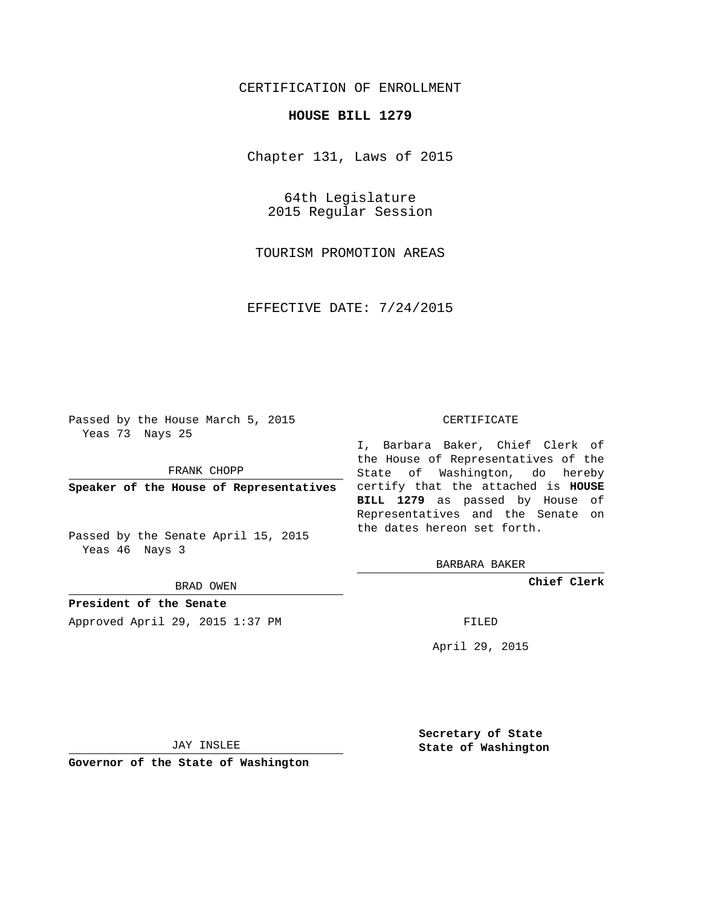CERTIFICATION OF ENROLLMENT

**HOUSE BILL 1279**

Chapter 131, Laws of 2015

64th Legislature
2015 Regular Session

TOURISM PROMOTION AREAS

EFFECTIVE DATE: 7/24/2015

Passed by the House March 5, 2015
Yeas 73 Nays 25

FRANK CHOPP

**Speaker of the House of Representatives**

Passed by the Senate April 15, 2015
Yeas 46 Nays 3

BRAD OWEN

**President of the Senate**

Approved April 29, 2015 1:37 PM

JAY INSLEE

**Governor of the State of Washington**

CERTIFICATE

I, Barbara Baker, Chief Clerk of the House of Representatives of the State of Washington, do hereby certify that the attached is **HOUSE BILL 1279** as passed by House of Representatives and the Senate on the dates hereon set forth.

BARBARA BAKER

**Chief Clerk**

FILED

April 29, 2015

**Secretary of State**
**State of Washington**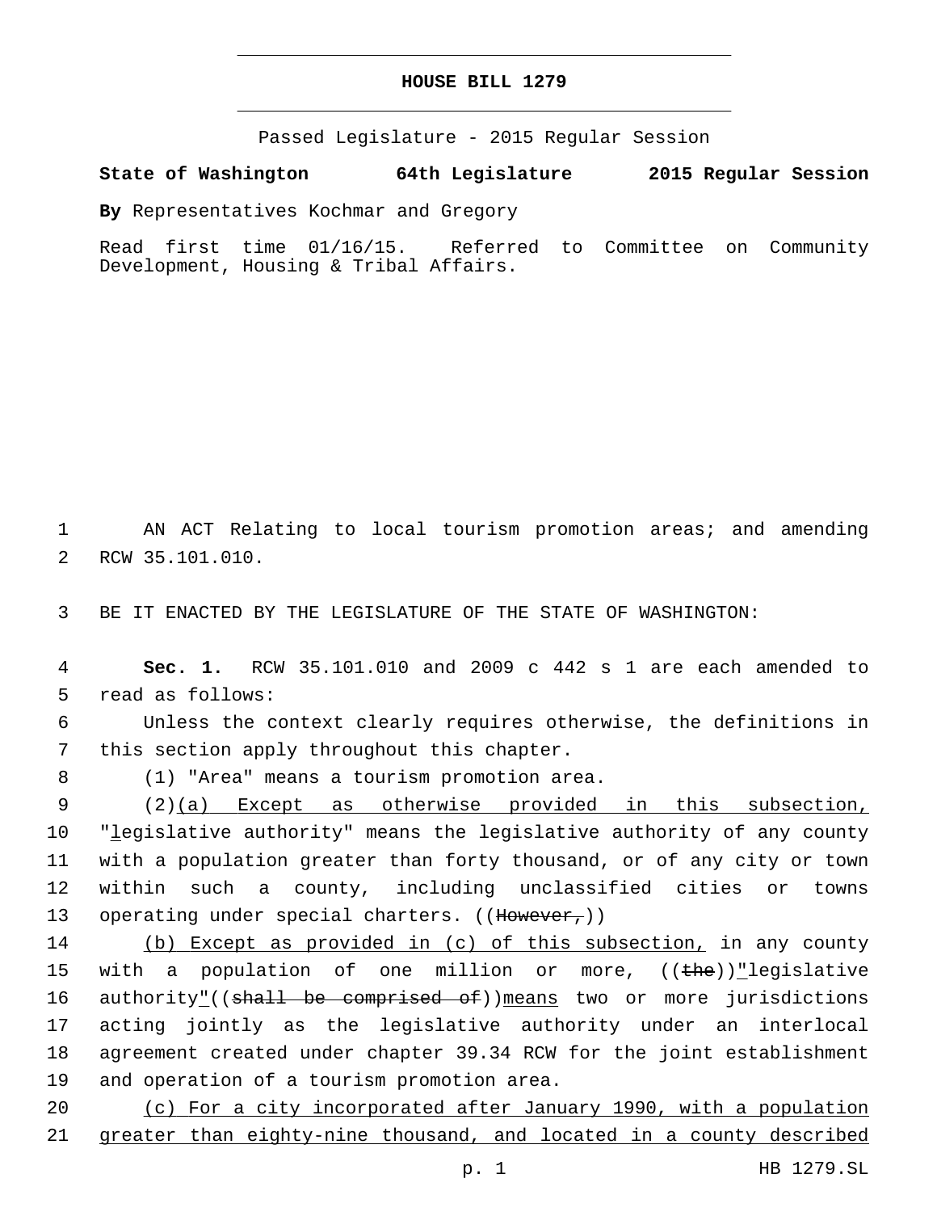# HOUSE BILL 1279

Passed Legislature - 2015 Regular Session

**State of Washington 64th Legislature 2015 Regular Session**

**By** Representatives Kochmar and Gregory

Read first time 01/16/15. Referred to Committee on Community Development, Housing & Tribal Affairs.

AN ACT Relating to local tourism promotion areas; and amending RCW 35.101.010.

BE IT ENACTED BY THE LEGISLATURE OF THE STATE OF WASHINGTON:

**Sec. 1.** RCW 35.101.010 and 2009 c 442 s 1 are each amended to read as follows:

Unless the context clearly requires otherwise, the definitions in this section apply throughout this chapter.

(1) "Area" means a tourism promotion area.

(2)<u>(a) Except as otherwise provided in this subsection,</u> "<u>l</u>egislative authority" means the legislative authority of any county with a population greater than forty thousand, or of any city or town within such a county, including unclassified cities or towns operating under special charters. ((~~However,~~))

<u>(b) Except as provided in (c) of this subsection,</u> in any county with a population of one million or more, ((~~the~~))<u>"</u>legislative authority<u>"</u>((~~shall be comprised of~~))<u>means</u> two or more jurisdictions acting jointly as the legislative authority under an interlocal agreement created under chapter 39.34 RCW for the joint establishment and operation of a tourism promotion area.

<u>(c) For a city incorporated after January 1990, with a population greater than eighty-nine thousand, and located in a county described</u>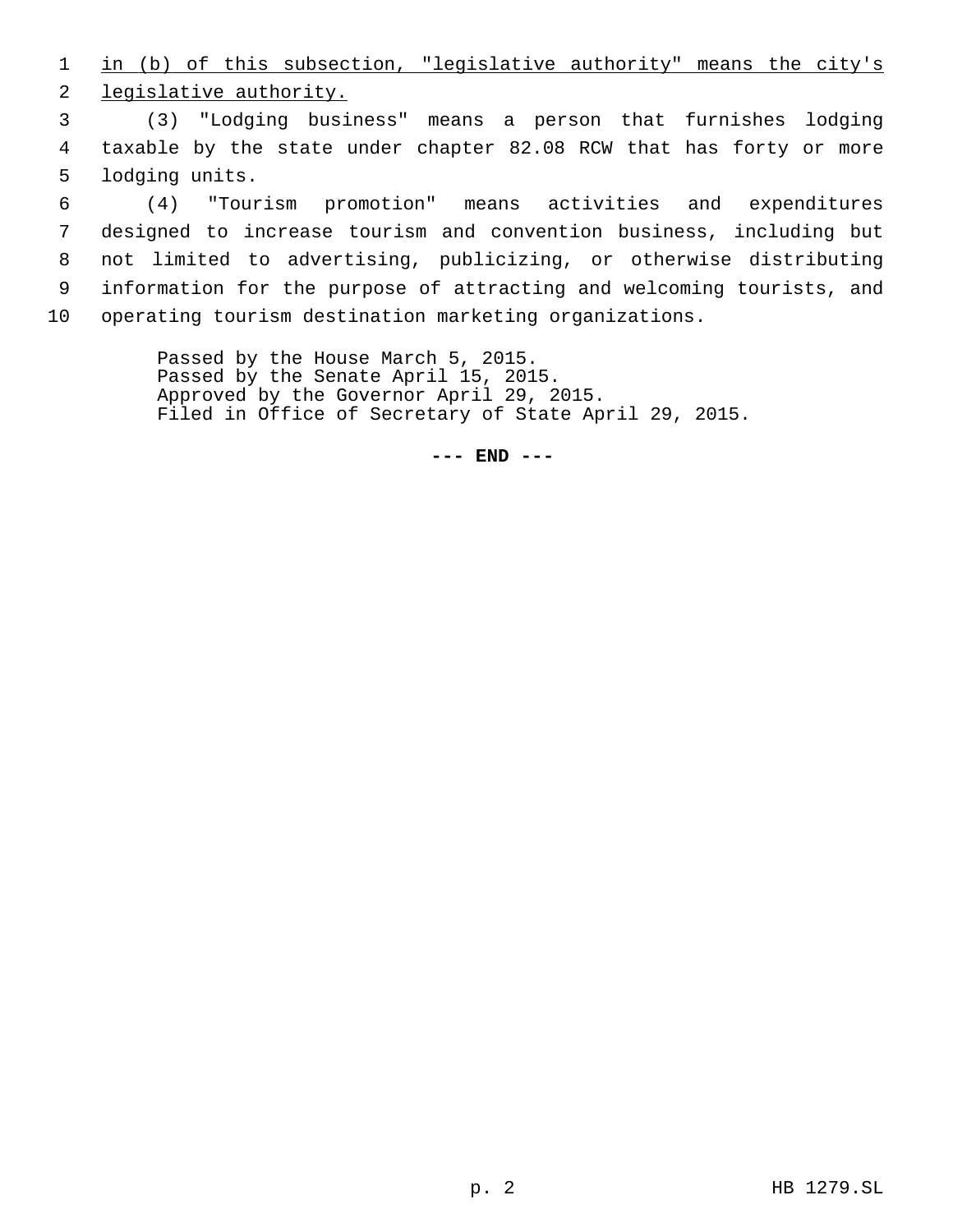in (b) of this subsection, "legislative authority" means the city's legislative authority.

(3) "Lodging business" means a person that furnishes lodging taxable by the state under chapter 82.08 RCW that has forty or more lodging units.

(4) "Tourism promotion" means activities and expenditures designed to increase tourism and convention business, including but not limited to advertising, publicizing, or otherwise distributing information for the purpose of attracting and welcoming tourists, and operating tourism destination marketing organizations.

Passed by the House March 5, 2015.
Passed by the Senate April 15, 2015.
Approved by the Governor April 29, 2015.
Filed in Office of Secretary of State April 29, 2015.

**--- END ---**